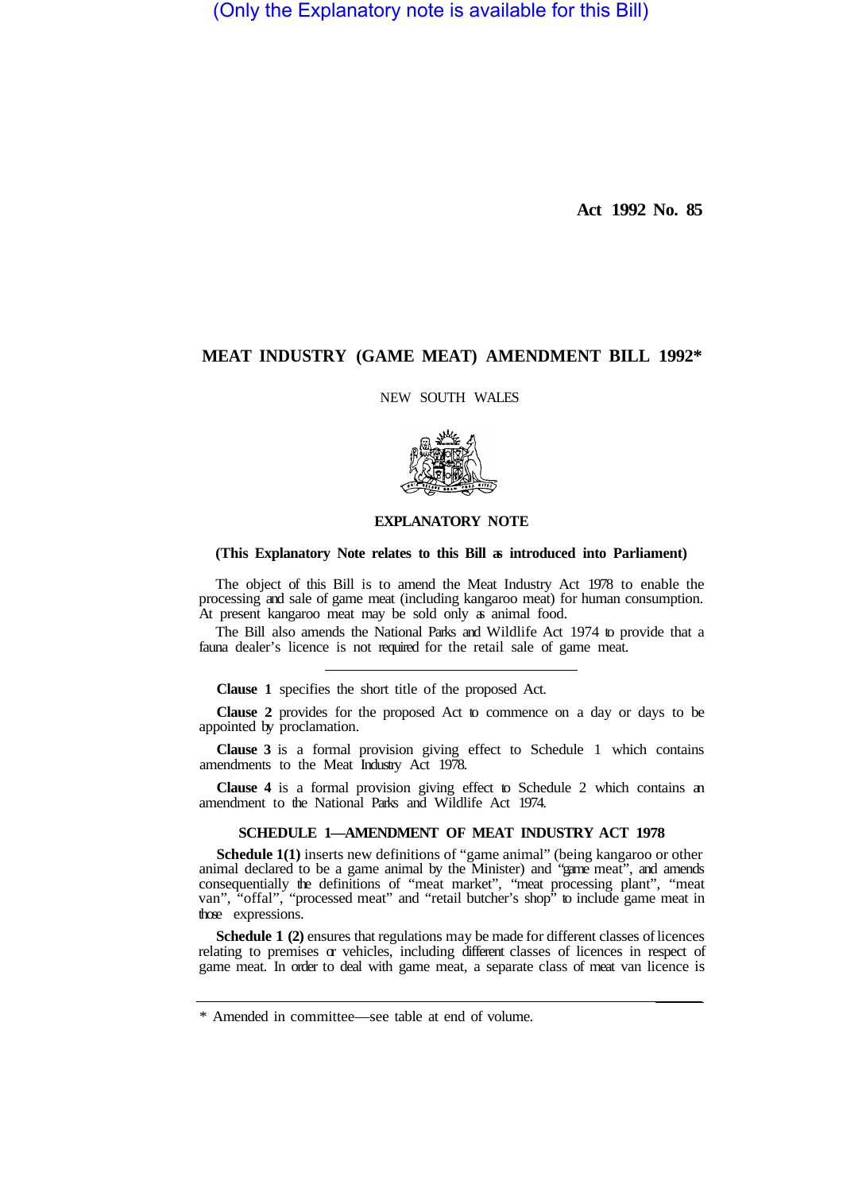(Only the Explanatory note is available for this Bill)

**Act 1992 No. 85**

# MEAT INDUSTRY (GAME MEAT) AMENDMENT BILL 1992*

NEW SOUTH WALES

## EXPLANATORY NOTE

**(This Explanatory Note relates to this Bill as introduced into Parliament)**

The object of this Bill is to amend the Meat Industry Act 1978 to enable the processing and sale of game meat (including kangaroo meat) for human consumption. At present kangaroo meat may be sold only as animal food.

The Bill also amends the National Parks and Wildlife Act 1974 to provide that a fauna dealer's licence is not required for the retail sale of game meat.

---

**Clause 1** specifies the short title of the proposed Act.

**Clause 2** provides for the proposed Act to commence on a day or days to be appointed by proclamation.

**Clause 3** is a formal provision giving effect to Schedule 1 which contains amendments to the Meat Industry Act 1978.

**Clause 4** is a formal provision giving effect to Schedule 2 which contains an amendment to the National Parks and Wildlife Act 1974.

### SCHEDULE 1—AMENDMENT OF MEAT INDUSTRY ACT 1978

**Schedule 1(1)** inserts new definitions of "game animal" (being kangaroo or other animal declared to be a game animal by the Minister) and "game meat", and amends consequentially the definitions of "meat market", "meat processing plant", "meat van", "offal", "processed meat" and "retail butcher's shop" to include game meat in those expressions.

**Schedule 1 (2)** ensures that regulations may be made for different classes of licences relating to premises or vehicles, including different classes of licences in respect of game meat. In order to deal with game meat, a separate class of meat van licence is

\* Amended in committee—see table at end of volume.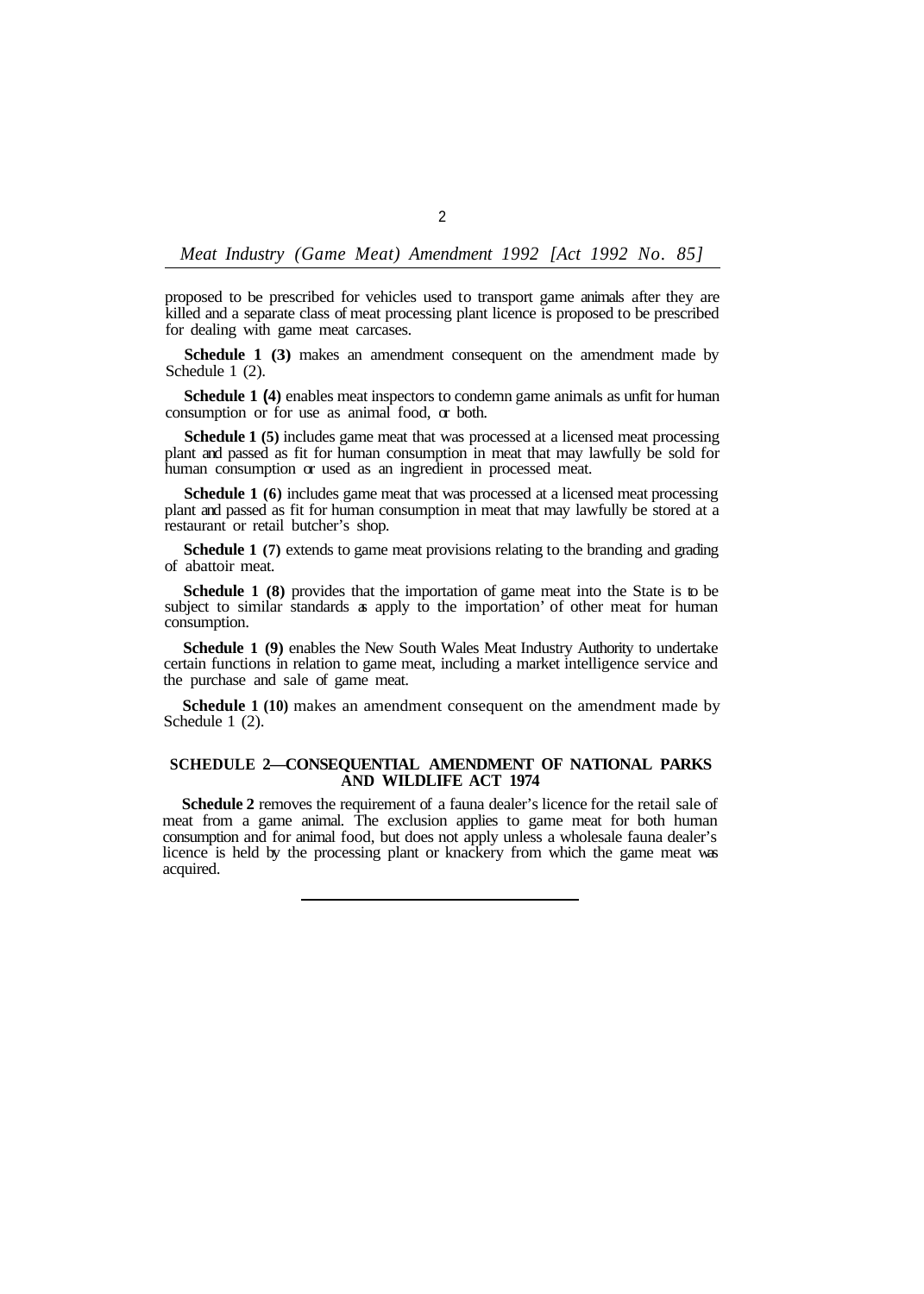proposed to be prescribed for vehicles used to transport game animals after they are killed and a separate class of meat processing plant licence is proposed to be prescribed for dealing with game meat carcases.

**Schedule 1 (3)** makes an amendment consequent on the amendment made by Schedule 1 (2).

**Schedule 1 (4)** enables meat inspectors to condemn game animals as unfit for human consumption or for use as animal food, or both.

**Schedule 1 (5)** includes game meat that was processed at a licensed meat processing plant and passed as fit for human consumption in meat that may lawfully be sold for human consumption or used as an ingredient in processed meat.

**Schedule 1 (6)** includes game meat that was processed at a licensed meat processing plant and passed as fit for human consumption in meat that may lawfully be stored at a restaurant or retail butcher's shop.

**Schedule 1 (7)** extends to game meat provisions relating to the branding and grading of abattoir meat.

**Schedule 1 (8)** provides that the importation of game meat into the State is to be subject to similar standards as apply to the importation' of other meat for human consumption.

**Schedule 1 (9)** enables the New South Wales Meat Industry Authority to undertake certain functions in relation to game meat, including a market intelligence service and the purchase and sale of game meat.

**Schedule 1 (10)** makes an amendment consequent on the amendment made by Schedule 1 (2).

## SCHEDULE 2—CONSEQUENTIAL AMENDMENT OF NATIONAL PARKS AND WILDLIFE ACT 1974

**Schedule 2** removes the requirement of a fauna dealer's licence for the retail sale of meat from a game animal. The exclusion applies to game meat for both human consumption and for animal food, but does not apply unless a wholesale fauna dealer's licence is held by the processing plant or knackery from which the game meat was acquired.